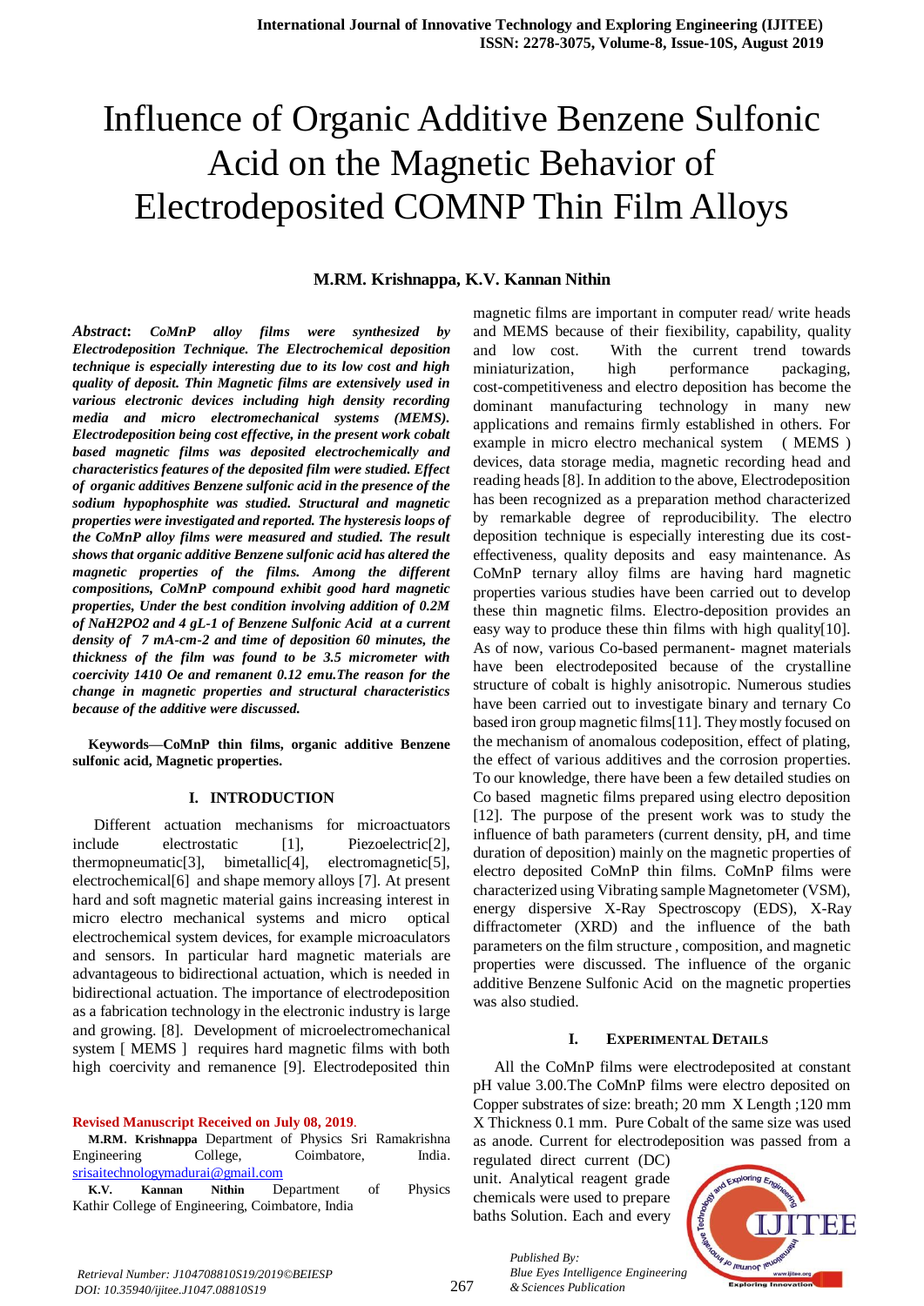# Influence of Organic Additive Benzene Sulfonic Acid on the Magnetic Behavior of Electrodeposited COMNP Thin Film Alloys

**M.RM. Krishnappa, K.V. Kannan Nithin**

***Abstract*****:** ***CoMnP alloy films were synthesized by Electrodeposition Technique. The Electrochemical deposition technique is especially interesting due to its low cost and high quality of deposit. Thin Magnetic films are extensively used in various electronic devices including high density recording media and micro electromechanical systems (MEMS). Electrodeposition being cost effective, in the present work cobalt based magnetic films was deposited electrochemically and characteristics features of the deposited film were studied. Effect of organic additives Benzene sulfonic acid in the presence of the sodium hypophosphite was studied. Structural and magnetic properties were investigated and reported. The hysteresis loops of the CoMnP alloy films were measured and studied. The result shows that organic additive Benzene sulfonic acid has altered the magnetic properties of the films. Among the different compositions, CoMnP compound exhibit good hard magnetic properties, Under the best condition involving addition of 0.2M of $NaH_2PO_2$ and 4 $gL^{-1}$ of Benzene Sulfonic Acid at a current density of 7 $mA\text{-}cm^{-2}$ and time of deposition 60 minutes, the thickness of the film was found to be 3.5 micrometer with coercivity 1410 Oe and remanent 0.12 emu.The reason for the change in magnetic properties and structural characteristics because of the additive were discussed.***

**Keywords—CoMnP thin films, organic additive Benzene sulfonic acid, Magnetic properties.**

## I. INTRODUCTION

Different actuation mechanisms for microactuators include electrostatic [1], Piezoelectric[2], thermopneumatic[3], bimetallic[4], electromagnetic[5], electrochemical[6] and shape memory alloys [7]. At present hard and soft magnetic material gains increasing interest in micro electro mechanical systems and micro optical electrochemical system devices, for example microaculators and sensors. In particular hard magnetic materials are advantageous to bidirectional actuation, which is needed in bidirectional actuation. The importance of electrodeposition as a fabrication technology in the electronic industry is large and growing. [8]. Development of microelectromechanical system [ MEMS ] requires hard magnetic films with both high coercivity and remanence [9]. Electrodeposited thin magnetic films are important in computer read/ write heads and MEMS because of their fiexibility, capability, quality and low cost. With the current trend towards miniaturization, high performance packaging, cost-competitiveness and electro deposition has become the dominant manufacturing technology in many new applications and remains firmly established in others. For example in micro electro mechanical system ( MEMS ) devices, data storage media, magnetic recording head and reading heads[8]. In addition to the above, Electrodeposition has been recognized as a preparation method characterized by remarkable degree of reproducibility. The electro deposition technique is especially interesting due its cost-effectiveness, quality deposits and easy maintenance. As CoMnP ternary alloy films are having hard magnetic properties various studies have been carried out to develop these thin magnetic films. Electro-deposition provides an easy way to produce these thin films with high quality[10]. As of now, various Co-based permanent- magnet materials have been electrodeposited because of the crystalline structure of cobalt is highly anisotropic. Numerous studies have been carried out to investigate binary and ternary Co based iron group magnetic films[11]. They mostly focused on the mechanism of anomalous codeposition, effect of plating, the effect of various additives and the corrosion properties. To our knowledge, there have been a few detailed studies on Co based magnetic films prepared using electro deposition [12]. The purpose of the present work was to study the influence of bath parameters (current density, pH, and time duration of deposition) mainly on the magnetic properties of electro deposited CoMnP thin films. CoMnP films were characterized using Vibrating sample Magnetometer (VSM), energy dispersive X-Ray Spectroscopy (EDS), X-Ray diffractometer (XRD) and the influence of the bath parameters on the film structure , composition, and magnetic properties were discussed. The influence of the organic additive Benzene Sulfonic Acid on the magnetic properties was also studied.

## I. EXPERIMENTAL DETAILS

All the CoMnP films were electrodeposited at constant pH value 3.00.The CoMnP films were electro deposited on Copper substrates of size: breath; 20 mm X Length ;120 mm X Thickness 0.1 mm. Pure Cobalt of the same size was used as anode. Current for electrodeposition was passed from a regulated direct current (DC) unit. Analytical reagent grade chemicals were used to prepare baths Solution. Each and every

**Revised Manuscript Received on July 08, 2019**.

**M.RM. Krishnappa** Department of Physics Sri Ramakrishna Engineering College, Coimbatore, India. srisaitechnologymadurai@gmail.com

**K.V. Kannan Nithin** Department of Physics Kathir College of Engineering, Coimbatore, India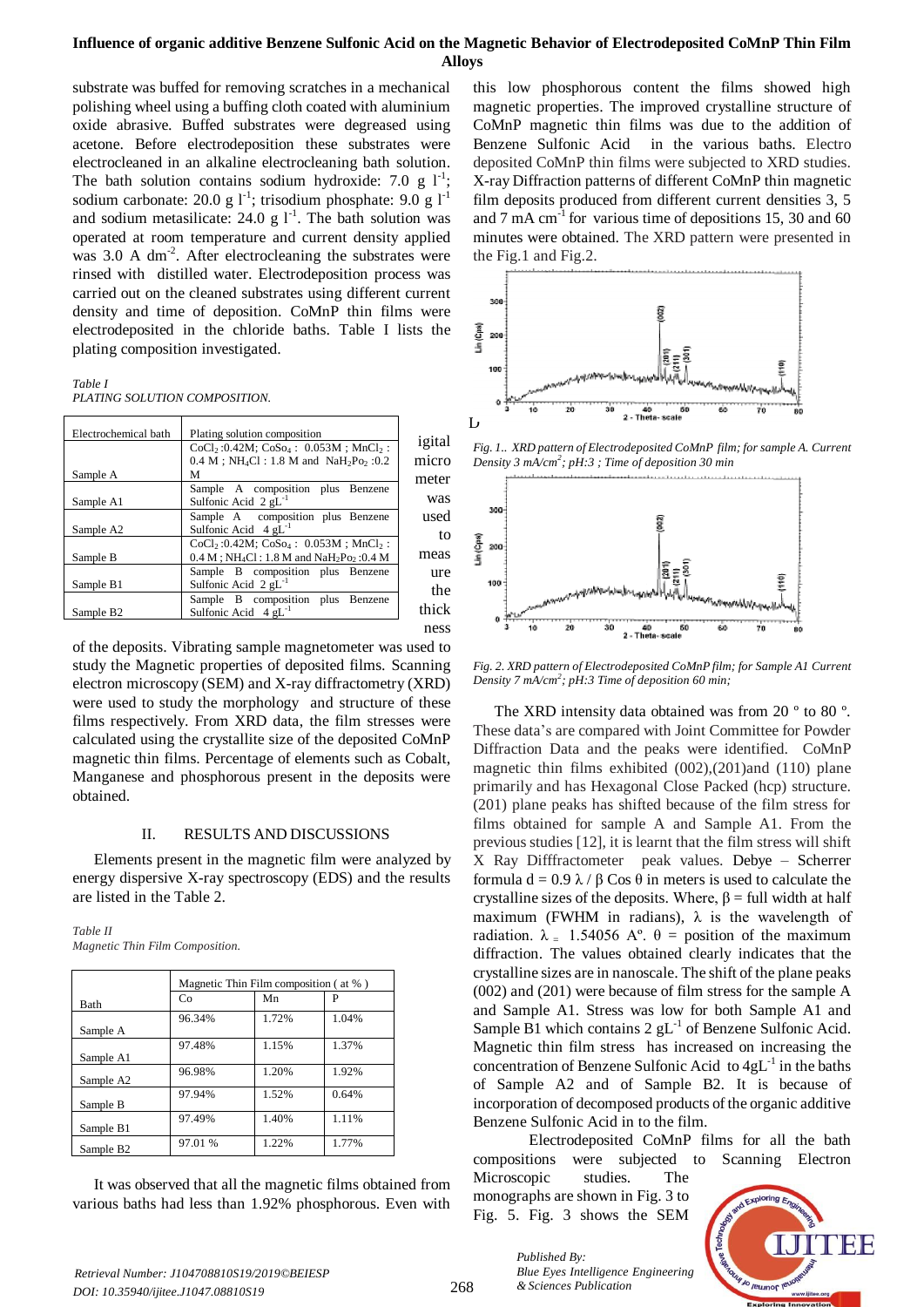substrate was buffed for removing scratches in a mechanical polishing wheel using a buffing cloth coated with aluminium oxide abrasive. Buffed substrates were degreased using acetone. Before electrodeposition these substrates were electrocleaned in an alkaline electrocleaning bath solution. The bath solution contains sodium hydroxide: 7.0 g $l^{-1}$; sodium carbonate: 20.0 g $l^{-1}$; trisodium phosphate: 9.0 g $l^{-1}$ and sodium metasilicate: 24.0 g $l^{-1}$. The bath solution was operated at room temperature and current density applied was 3.0 A $dm^{-2}$. After electrocleaning the substrates were rinsed with distilled water. Electrodeposition process was carried out on the cleaned substrates using different current density and time of deposition. CoMnP thin films were electrodeposited in the chloride baths. Table I lists the plating composition investigated.

*Table I*
*PLATING SOLUTION COMPOSITION.*

| Electrochemical bath | Plating solution composition |
|---|---|
| Sample A | $CoCl_2$ :0.42M; $CoSo_4$ : 0.053M ; $MnCl_2$ : 0.4 M ; $NH_4Cl$ : 1.8 M and $NaH_2Po_2$ :0.2 M |
| Sample A1 | Sample A composition plus Benzene Sulfonic Acid 2 $gL^{-1}$ |
| Sample A2 | Sample A composition plus Benzene Sulfonic Acid 4 $gL^{-1}$ |
| Sample B | $CoCl_2$ :0.42M; $CoSo_4$ : 0.053M ; $MnCl_2$ : 0.4 M ; $NH_4Cl$: 1.8 M and $NaH_2Po_2$ :0.4 M |
| Sample B1 | Sample B composition plus Benzene Sulfonic Acid 2 $gL^{-1}$ |
| Sample B2 | Sample B composition plus Benzene Sulfonic Acid 4 $gL^{-1}$ |

Digital micrometer was used to measure the thickness of the deposits. Vibrating sample magnetometer was used to study the Magnetic properties of deposited films. Scanning electron microscopy (SEM) and X-ray diffractometry (XRD) were used to study the morphology and structure of these films respectively. From XRD data, the film stresses were calculated using the crystallite size of the deposited CoMnP magnetic thin films. Percentage of elements such as Cobalt, Manganese and phosphorous present in the deposits were obtained.

## II. RESULTS AND DISCUSSIONS

Elements present in the magnetic film were analyzed by energy dispersive X-ray spectroscopy (EDS) and the results are listed in the Table 2.

*Table II*
*Magnetic Thin Film Composition.*

| Bath | Magnetic Thin Film composition ( at % ) | | |
|---|---|---|---|
| | Co | Mn | P |
| Sample A | 96.34% | 1.72% | 1.04% |
| Sample A1 | 97.48% | 1.15% | 1.37% |
| Sample A2 | 96.98% | 1.20% | 1.92% |
| Sample B | 97.94% | 1.52% | 0.64% |
| Sample B1 | 97.49% | 1.40% | 1.11% |
| Sample B2 | 97.01 % | 1.22% | 1.77% |

It was observed that all the magnetic films obtained from various baths had less than 1.92% phosphorous. Even with this low phosphorous content the films showed high magnetic properties. The improved crystalline structure of CoMnP magnetic thin films was due to the addition of Benzene Sulfonic Acid in the various baths. Electro deposited CoMnP thin films were subjected to XRD studies. X-ray Diffraction patterns of different CoMnP thin magnetic film deposits produced from different current densities 3, 5 and 7 mA $cm^{-1}$ for various time of depositions 15, 30 and 60 minutes were obtained. The XRD pattern were presented in the Fig.1 and Fig.2.

*Fig. 1.. XRD pattern of Electrodeposited CoMnP film; for sample A. Current Density 3 mA/$cm^2$; pH:3 ; Time of deposition 30 min*

*Fig. 2. XRD pattern of Electrodeposited CoMnP film; for Sample A1 Current Density 7 mA/$cm^2$; pH:3 Time of deposition 60 min;*

The XRD intensity data obtained was from 20 º to 80 º. These data's are compared with Joint Committee for Powder Diffraction Data and the peaks were identified. CoMnP magnetic thin films exhibited (002),(201)and (110) plane primarily and has Hexagonal Close Packed (hcp) structure. (201) plane peaks has shifted because of the film stress for films obtained for sample A and Sample A1. From the previous studies [12], it is learnt that the film stress will shift X Ray Difffractometer peak values. Debye – Scherrer formula $d = 0.9\ \lambda / \beta \cos\theta$ in meters is used to calculate the crystalline sizes of the deposits. Where, β = full width at half maximum (FWHM in radians), λ is the wavelength of radiation. λ = 1.54056 Aº. θ = position of the maximum diffraction. The values obtained clearly indicates that the crystalline sizes are in nanoscale. The shift of the plane peaks (002) and (201) were because of film stress for the sample A and Sample A1. Stress was low for both Sample A1 and Sample B1 which contains 2 $gL^{-1}$ of Benzene Sulfonic Acid. Magnetic thin film stress has increased on increasing the concentration of Benzene Sulfonic Acid to 4$gL^{-1}$ in the baths of Sample A2 and of Sample B2. It is because of incorporation of decomposed products of the organic additive Benzene Sulfonic Acid in to the film.

Electrodeposited CoMnP films for all the bath compositions were subjected to Scanning Electron Microscopic studies. The monographs are shown in Fig. 3 to Fig. 5. Fig. 3 shows the SEM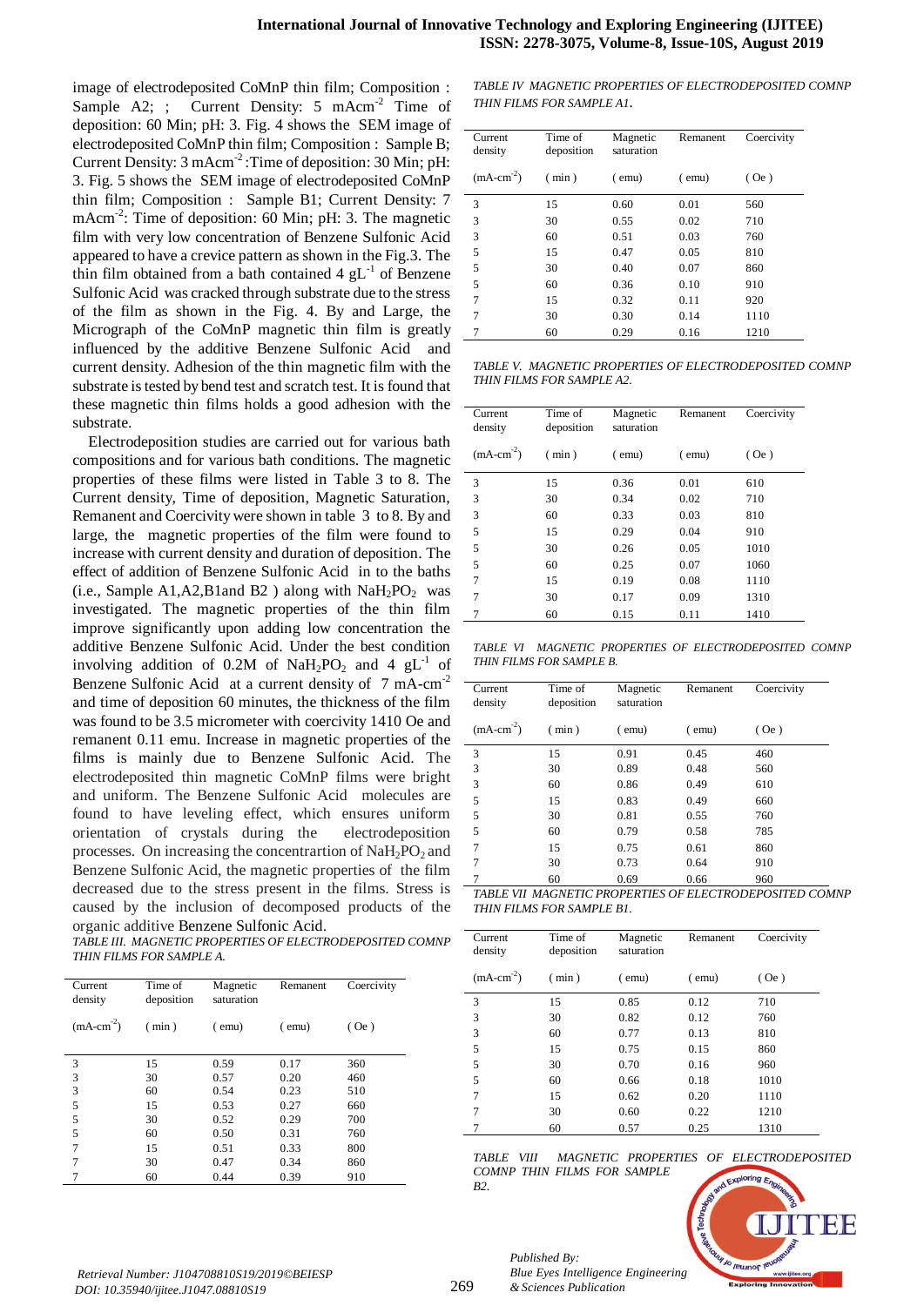image of electrodeposited CoMnP thin film; Composition : Sample A2; ; Current Density: 5 mAcm$^{-2}$ Time of deposition: 60 Min; pH: 3. Fig. 4 shows the SEM image of electrodeposited CoMnP thin film; Composition : Sample B; Current Density: 3 mAcm$^{-2}$ :Time of deposition: 30 Min; pH: 3. Fig. 5 shows the SEM image of electrodeposited CoMnP thin film; Composition : Sample B1; Current Density: 7 mAcm$^{-2}$: Time of deposition: 60 Min; pH: 3. The magnetic film with very low concentration of Benzene Sulfonic Acid appeared to have a crevice pattern as shown in the Fig.3. The thin film obtained from a bath contained 4 gL$^{-1}$ of Benzene Sulfonic Acid was cracked through substrate due to the stress of the film as shown in the Fig. 4. By and Large, the Micrograph of the CoMnP magnetic thin film is greatly influenced by the additive Benzene Sulfonic Acid and current density. Adhesion of the thin magnetic film with the substrate is tested by bend test and scratch test. It is found that these magnetic thin films holds a good adhesion with the substrate.

Electrodeposition studies are carried out for various bath compositions and for various bath conditions. The magnetic properties of these films were listed in Table 3 to 8. The Current density, Time of deposition, Magnetic Saturation, Remanent and Coercivity were shown in table 3 to 8. By and large, the magnetic properties of the film were found to increase with current density and duration of deposition. The effect of addition of Benzene Sulfonic Acid in to the baths (i.e., Sample A1,A2,B1and B2 ) along with $NaH_2PO_2$ was investigated. The magnetic properties of the thin film improve significantly upon adding low concentration the additive Benzene Sulfonic Acid. Under the best condition involving addition of 0.2M of $NaH_2PO_2$ and 4 gL$^{-1}$ of Benzene Sulfonic Acid at a current density of 7 mA-cm$^{-2}$ and time of deposition 60 minutes, the thickness of the film was found to be 3.5 micrometer with coercivity 1410 Oe and remanent 0.11 emu. Increase in magnetic properties of the films is mainly due to Benzene Sulfonic Acid. The electrodeposited thin magnetic CoMnP films were bright and uniform. The Benzene Sulfonic Acid molecules are found to have leveling effect, which ensures uniform orientation of crystals during the electrodeposition processes. On increasing the concentrartion of $NaH_2PO_2$ and Benzene Sulfonic Acid, the magnetic properties of the film decreased due to the stress present in the films. Stress is caused by the inclusion of decomposed products of the organic additive Benzene Sulfonic Acid.

*TABLE III. MAGNETIC PROPERTIES OF ELECTRODEPOSITED COMNP THIN FILMS FOR SAMPLE A.*

| Current density (mA-cm$^{-2}$) | Time of deposition ( min ) | Magnetic saturation ( emu) | Remanent ( emu) | Coercivity ( Oe ) |
|---|---|---|---|---|
| 3 | 15 | 0.59 | 0.17 | 360 |
| 3 | 30 | 0.57 | 0.20 | 460 |
| 3 | 60 | 0.54 | 0.23 | 510 |
| 5 | 15 | 0.53 | 0.27 | 660 |
| 5 | 30 | 0.52 | 0.29 | 700 |
| 5 | 60 | 0.50 | 0.31 | 760 |
| 7 | 15 | 0.51 | 0.33 | 800 |
| 7 | 30 | 0.47 | 0.34 | 860 |
| 7 | 60 | 0.44 | 0.39 | 910 |

*TABLE IV MAGNETIC PROPERTIES OF ELECTRODEPOSITED COMNP THIN FILMS FOR SAMPLE A1.*

| Current density (mA-cm$^{-2}$) | Time of deposition ( min ) | Magnetic saturation ( emu) | Remanent ( emu) | Coercivity ( Oe ) |
|---|---|---|---|---|
| 3 | 15 | 0.60 | 0.01 | 560 |
| 3 | 30 | 0.55 | 0.02 | 710 |
| 3 | 60 | 0.51 | 0.03 | 760 |
| 5 | 15 | 0.47 | 0.05 | 810 |
| 5 | 30 | 0.40 | 0.07 | 860 |
| 5 | 60 | 0.36 | 0.10 | 910 |
| 7 | 15 | 0.32 | 0.11 | 920 |
| 7 | 30 | 0.30 | 0.14 | 1110 |
| 7 | 60 | 0.29 | 0.16 | 1210 |

*TABLE V. MAGNETIC PROPERTIES OF ELECTRODEPOSITED COMNP THIN FILMS FOR SAMPLE A2.*

| Current density (mA-cm$^{-2}$) | Time of deposition ( min ) | Magnetic saturation ( emu) | Remanent ( emu) | Coercivity ( Oe ) |
|---|---|---|---|---|
| 3 | 15 | 0.36 | 0.01 | 610 |
| 3 | 30 | 0.34 | 0.02 | 710 |
| 3 | 60 | 0.33 | 0.03 | 810 |
| 5 | 15 | 0.29 | 0.04 | 910 |
| 5 | 30 | 0.26 | 0.05 | 1010 |
| 5 | 60 | 0.25 | 0.07 | 1060 |
| 7 | 15 | 0.19 | 0.08 | 1110 |
| 7 | 30 | 0.17 | 0.09 | 1310 |
| 7 | 60 | 0.15 | 0.11 | 1410 |

*TABLE VI MAGNETIC PROPERTIES OF ELECTRODEPOSITED COMNP THIN FILMS FOR SAMPLE B.*

| Current density (mA-cm$^{-2}$) | Time of deposition ( min ) | Magnetic saturation ( emu) | Remanent ( emu) | Coercivity ( Oe ) |
|---|---|---|---|---|
| 3 | 15 | 0.91 | 0.45 | 460 |
| 3 | 30 | 0.89 | 0.48 | 560 |
| 3 | 60 | 0.86 | 0.49 | 610 |
| 5 | 15 | 0.83 | 0.49 | 660 |
| 5 | 30 | 0.81 | 0.55 | 760 |
| 5 | 60 | 0.79 | 0.58 | 785 |
| 7 | 15 | 0.75 | 0.61 | 860 |
| 7 | 30 | 0.73 | 0.64 | 910 |
| 7 | 60 | 0.69 | 0.66 | 960 |

*TABLE VII MAGNETIC PROPERTIES OF ELECTRODEPOSITED COMNP THIN FILMS FOR SAMPLE B1.*

| Current density (mA-cm$^{-2}$) | Time of deposition ( min ) | Magnetic saturation ( emu) | Remanent ( emu) | Coercivity ( Oe ) |
|---|---|---|---|---|
| 3 | 15 | 0.85 | 0.12 | 710 |
| 3 | 30 | 0.82 | 0.12 | 760 |
| 3 | 60 | 0.77 | 0.13 | 810 |
| 5 | 15 | 0.75 | 0.15 | 860 |
| 5 | 30 | 0.70 | 0.16 | 960 |
| 5 | 60 | 0.66 | 0.18 | 1010 |
| 7 | 15 | 0.62 | 0.20 | 1110 |
| 7 | 30 | 0.60 | 0.22 | 1210 |
| 7 | 60 | 0.57 | 0.25 | 1310 |

*TABLE VIII MAGNETIC PROPERTIES OF ELECTRODEPOSITED COMNP THIN FILMS FOR SAMPLE B2.*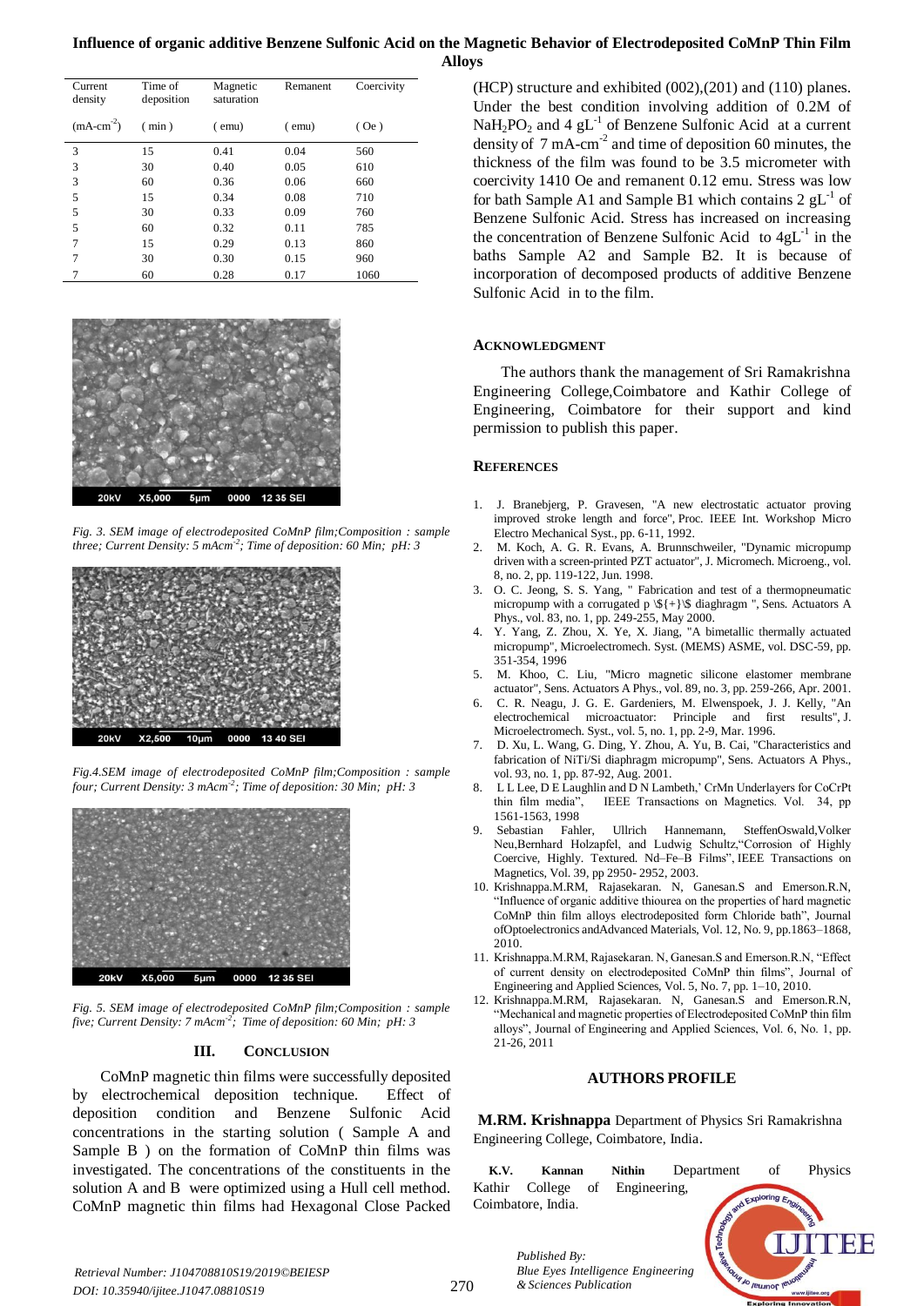# Influence of organic additive Benzene Sulfonic Acid on the Magnetic Behavior of Electrodeposited CoMnP Thin Film Alloys

| Current density ($mA\text{-}cm^{-2}$) | Time of deposition ( min ) | Magnetic saturation ( emu) | Remanent ( emu) | Coercivity ( Oe ) |
|---|---|---|---|---|
| 3 | 15 | 0.41 | 0.04 | 560 |
| 3 | 30 | 0.40 | 0.05 | 610 |
| 3 | 60 | 0.36 | 0.06 | 660 |
| 5 | 15 | 0.34 | 0.08 | 710 |
| 5 | 30 | 0.33 | 0.09 | 760 |
| 5 | 60 | 0.32 | 0.11 | 785 |
| 7 | 15 | 0.29 | 0.13 | 860 |
| 7 | 30 | 0.30 | 0.15 | 960 |
| 7 | 60 | 0.28 | 0.17 | 1060 |

20kV X5,000 5μm 0000 12 35 SEI

*Fig. 3. SEM image of electrodeposited CoMnP film;Composition : sample three; Current Density: 5 $mAcm^{-2}$; Time of deposition: 60 Min; pH: 3*

20kV X2,500 10μm 0000 13 40 SEI

*Fig.4.SEM image of electrodeposited CoMnP film;Composition : sample four; Current Density: 3 $mAcm^{-2}$; Time of deposition: 30 Min; pH: 3*

20kV X5,000 5μm 0000 12 35 SEI

*Fig. 5. SEM image of electrodeposited CoMnP film;Composition : sample five; Current Density: 7 $mAcm^{-2}$; Time of deposition: 60 Min; pH: 3*

## III. Conclusion

CoMnP magnetic thin films were successfully deposited by electrochemical deposition technique. Effect of deposition condition and Benzene Sulfonic Acid concentrations in the starting solution ( Sample A and Sample B ) on the formation of CoMnP thin films was investigated. The concentrations of the constituents in the solution A and B were optimized using a Hull cell method. CoMnP magnetic thin films had Hexagonal Close Packed (HCP) structure and exhibited (002),(201) and (110) planes. Under the best condition involving addition of 0.2M of $NaH_2PO_2$ and 4 $gL^{-1}$ of Benzene Sulfonic Acid at a current density of 7 $mA\text{-}cm^{-2}$ and time of deposition 60 minutes, the thickness of the film was found to be 3.5 micrometer with coercivity 1410 Oe and remanent 0.12 emu. Stress was low for bath Sample A1 and Sample B1 which contains 2 $gL^{-1}$ of Benzene Sulfonic Acid. Stress has increased on increasing the concentration of Benzene Sulfonic Acid to 4$gL^{-1}$ in the baths Sample A2 and Sample B2. It is because of incorporation of decomposed products of additive Benzene Sulfonic Acid in to the film.

## Acknowledgment

The authors thank the management of Sri Ramakrishna Engineering College,Coimbatore and Kathir College of Engineering, Coimbatore for their support and kind permission to publish this paper.

## References

1. J. Branebjerg, P. Gravesen, "A new electrostatic actuator proving improved stroke length and force", Proc. IEEE Int. Workshop Micro Electro Mechanical Syst., pp. 6-11, 1992.
2. M. Koch, A. G. R. Evans, A. Brunnschweiler, "Dynamic micropump driven with a screen-printed PZT actuator", J. Micromech. Microeng., vol. 8, no. 2, pp. 119-122, Jun. 1998.
3. O. C. Jeong, S. S. Yang, " Fabrication and test of a thermopneumatic micropump with a corrugated p \${+}\$ diaghragm ", Sens. Actuators A Phys., vol. 83, no. 1, pp. 249-255, May 2000.
4. Y. Yang, Z. Zhou, X. Ye, X. Jiang, "A bimetallic thermally actuated micropump", Microelectromech. Syst. (MEMS) ASME, vol. DSC-59, pp. 351-354, 1996
5. M. Khoo, C. Liu, "Micro magnetic silicone elastomer membrane actuator", Sens. Actuators A Phys., vol. 89, no. 3, pp. 259-266, Apr. 2001.
6. C. R. Neagu, J. G. E. Gardeniers, M. Elwenspoek, J. J. Kelly, "An electrochemical microactuator: Principle and first results", J. Microelectromech. Syst., vol. 5, no. 1, pp. 2-9, Mar. 1996.
7. D. Xu, L. Wang, G. Ding, Y. Zhou, A. Yu, B. Cai, "Characteristics and fabrication of NiTi/Si diaphragm micropump", Sens. Actuators A Phys., vol. 93, no. 1, pp. 87-92, Aug. 2001.
8. L L Lee, D E Laughlin and D N Lambeth,' CrMn Underlayers for CoCrPt thin film media", IEEE Transactions on Magnetics. Vol. 34, pp 1561-1563, 1998
9. Sebastian Fahler, Ullrich Hannemann, SteffenOswald,Volker Neu,Bernhard Holzapfel, and Ludwig Schultz,"Corrosion of Highly Coercive, Highly. Textured. Nd–Fe–B Films", IEEE Transactions on Magnetics, Vol. 39, pp 2950- 2952, 2003.
10. Krishnappa.M.RM, Rajasekaran. N, Ganesan.S and Emerson.R.N, "Influence of organic additive thiourea on the properties of hard magnetic CoMnP thin film alloys electrodeposited form Chloride bath", Journal ofOptoelectronics andAdvanced Materials, Vol. 12, No. 9, pp.1863–1868, 2010.
11. Krishnappa.M.RM, Rajasekaran. N, Ganesan.S and Emerson.R.N, "Effect of current density on electrodeposited CoMnP thin films", Journal of Engineering and Applied Sciences, Vol. 5, No. 7, pp. 1–10, 2010.
12. Krishnappa.M.RM, Rajasekaran. N, Ganesan.S and Emerson.R.N, "Mechanical and magnetic properties of Electrodeposited CoMnP thin film alloys", Journal of Engineering and Applied Sciences, Vol. 6, No. 1, pp. 21-26, 2011

## AUTHORS PROFILE

**M.RM. Krishnappa** Department of Physics Sri Ramakrishna Engineering College, Coimbatore, India.

**K.V. Kannan Nithin** Department of Physics Kathir College of Engineering, Coimbatore, India.